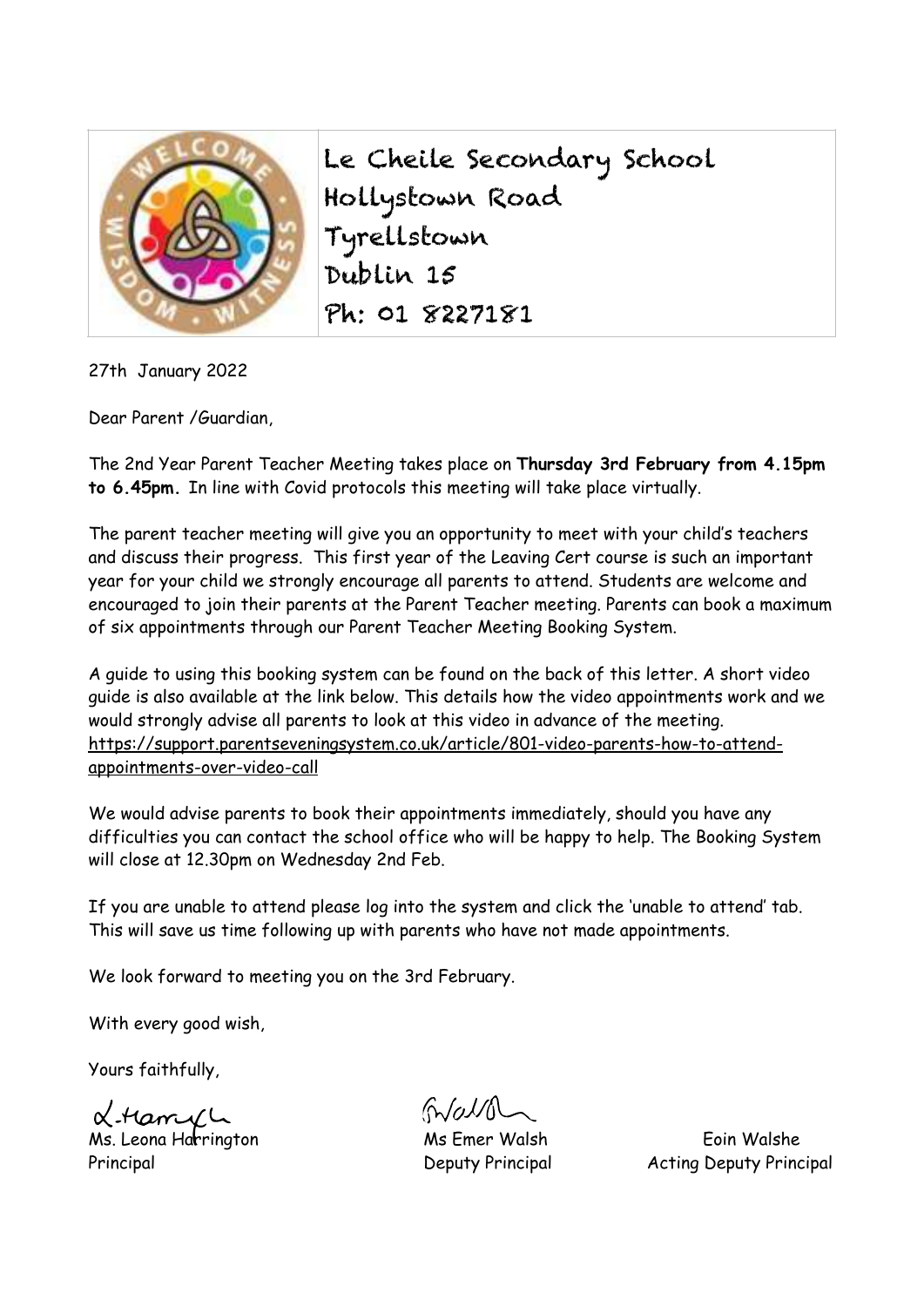Le Cheile Secondary School
Hollystown Road
Tyrellstown
Dublin 15
Ph: 01 8227181

27th January 2022

Dear Parent /Guardian,

The 2nd Year Parent Teacher Meeting takes place on **Thursday 3rd February from 4.15pm to 6.45pm.** In line with Covid protocols this meeting will take place virtually.

The parent teacher meeting will give you an opportunity to meet with your child's teachers and discuss their progress. This first year of the Leaving Cert course is such an important year for your child we strongly encourage all parents to attend. Students are welcome and encouraged to join their parents at the Parent Teacher meeting. Parents can book a maximum of six appointments through our Parent Teacher Meeting Booking System.

A guide to using this booking system can be found on the back of this letter. A short video guide is also available at the link below. This details how the video appointments work and we would strongly advise all parents to look at this video in advance of the meeting.
https://support.parentseveningsystem.co.uk/article/801-video-parents-how-to-attend-appointments-over-video-call

We would advise parents to book their appointments immediately, should you have any difficulties you can contact the school office who will be happy to help. The Booking System will close at 12.30pm on Wednesday 2nd Feb.

If you are unable to attend please log into the system and click the 'unable to attend' tab. This will save us time following up with parents who have not made appointments.

We look forward to meeting you on the 3rd February.

With every good wish,

Yours faithfully,

Ms. Leona Harrington
Principal

Ms Emer Walsh
Deputy Principal

Eoin Walshe
Acting Deputy Principal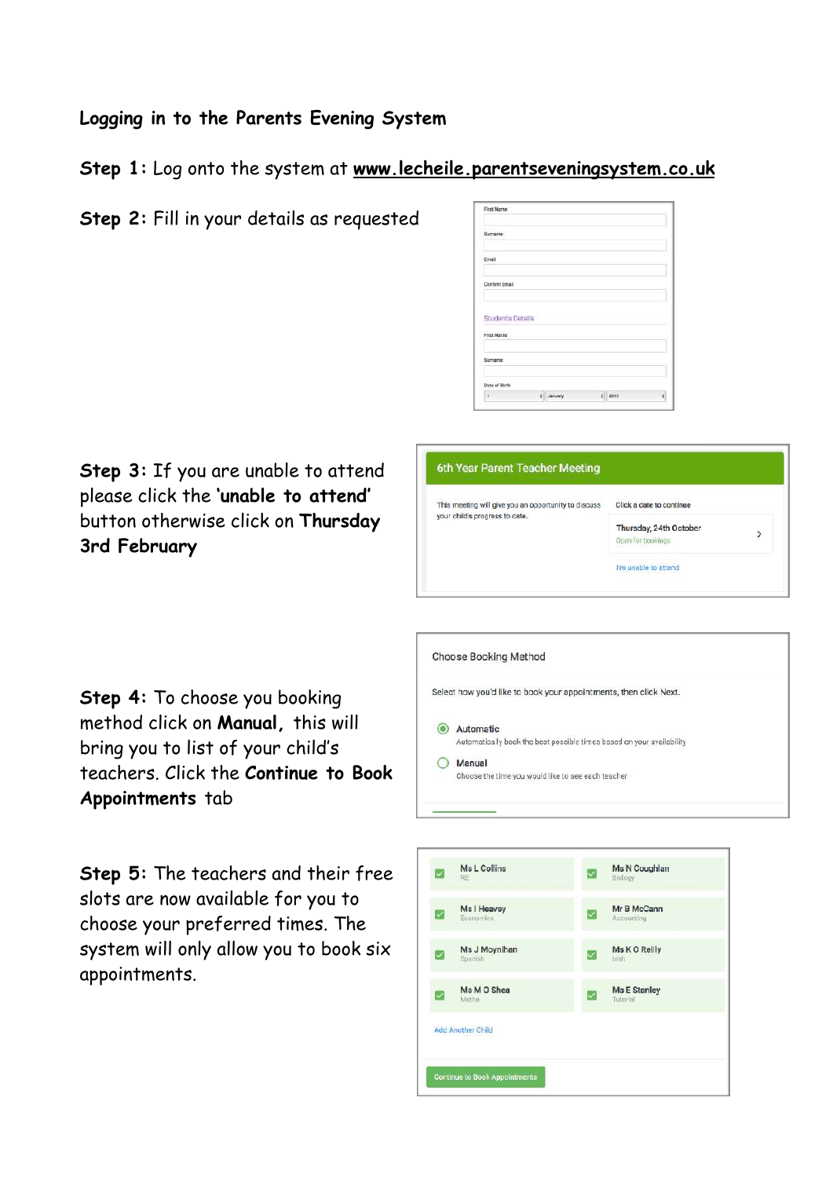**Logging in to the Parents Evening System**

**Step 1:** Log onto the system at **www.lecheile.parentseveningsystem.co.uk**

**Step 2:** Fill in your details as requested

**Step 3:** If you are unable to attend please click the '**unable to attend**' button otherwise click on **Thursday 3rd February**

**Step 4:** To choose you booking method click on **Manual,** this will bring you to list of your child's teachers. Click the **Continue to Book Appointments** tab

**Step 5:** The teachers and their free slots are now available for you to choose your preferred times. The system will only allow you to book six appointments.